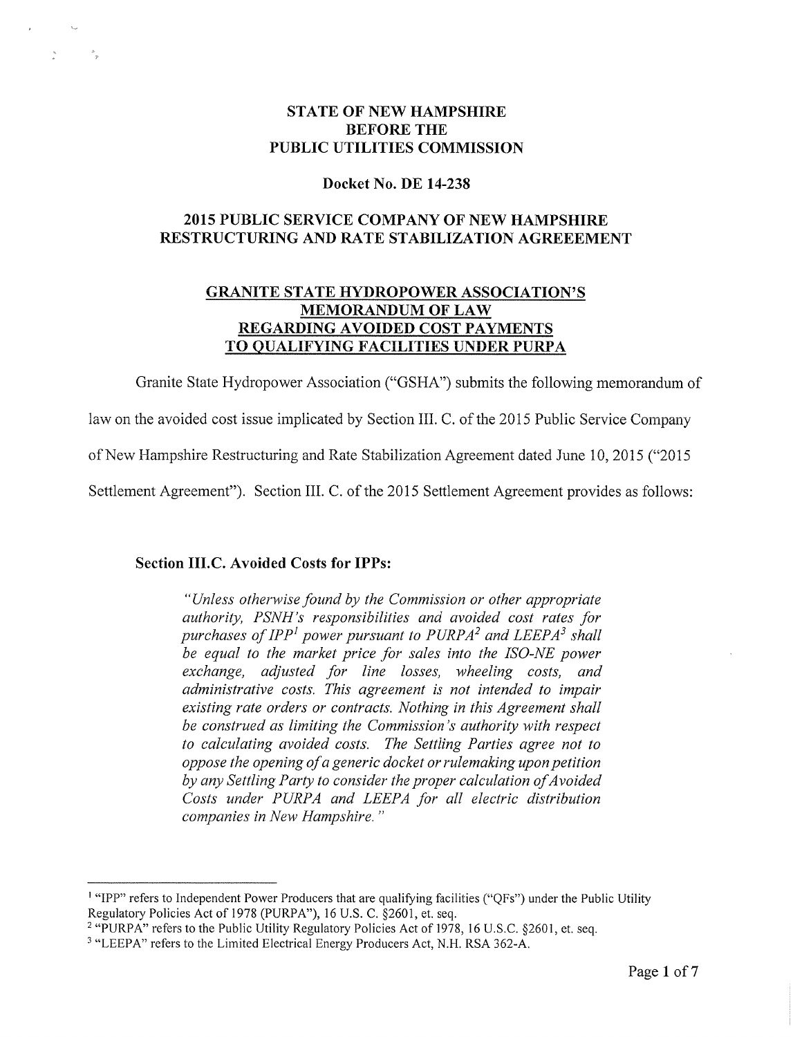# STATE OF NEW HAMPSHIRE
# BEFORE THE
# PUBLIC UTILITIES COMMISSION

## Docket No. DE 14-238

## 2015 PUBLIC SERVICE COMPANY OF NEW HAMPSHIRE RESTRUCTURING AND RATE STABILIZATION AGREEEMENT

## GRANITE STATE HYDROPOWER ASSOCIATION'S MEMORANDUM OF LAW REGARDING AVOIDED COST PAYMENTS TO QUALIFYING FACILITIES UNDER PURPA

Granite State Hydropower Association ("GSHA") submits the following memorandum of law on the avoided cost issue implicated by Section III. C. of the 2015 Public Service Company of New Hampshire Restructuring and Rate Stabilization Agreement dated June 10, 2015 ("2015 Settlement Agreement"). Section III. C. of the 2015 Settlement Agreement provides as follows:

**Section III.C. Avoided Costs for IPPs:**

> *"Unless otherwise found by the Commission or other appropriate authority, PSNH's responsibilities and avoided cost rates for purchases of IPP[1] power pursuant to PURPA[2] and LEEPA[3] shall be equal to the market price for sales into the ISO-NE power exchange, adjusted for line losses, wheeling costs, and administrative costs. This agreement is not intended to impair existing rate orders or contracts. Nothing in this Agreement shall be construed as limiting the Commission's authority with respect to calculating avoided costs. The Settling Parties agree not to oppose the opening of a generic docket or rulemaking upon petition by any Settling Party to consider the proper calculation of Avoided Costs under PURPA and LEEPA for all electric distribution companies in New Hampshire."*

---

[1] "IPP" refers to Independent Power Producers that are qualifying facilities ("QFs") under the Public Utility Regulatory Policies Act of 1978 (PURPA"), 16 U.S. C. §2601, et. seq.

[2] "PURPA" refers to the Public Utility Regulatory Policies Act of 1978, 16 U.S.C. §2601, et. seq.

[3] "LEEPA" refers to the Limited Electrical Energy Producers Act, N.H. RSA 362-A.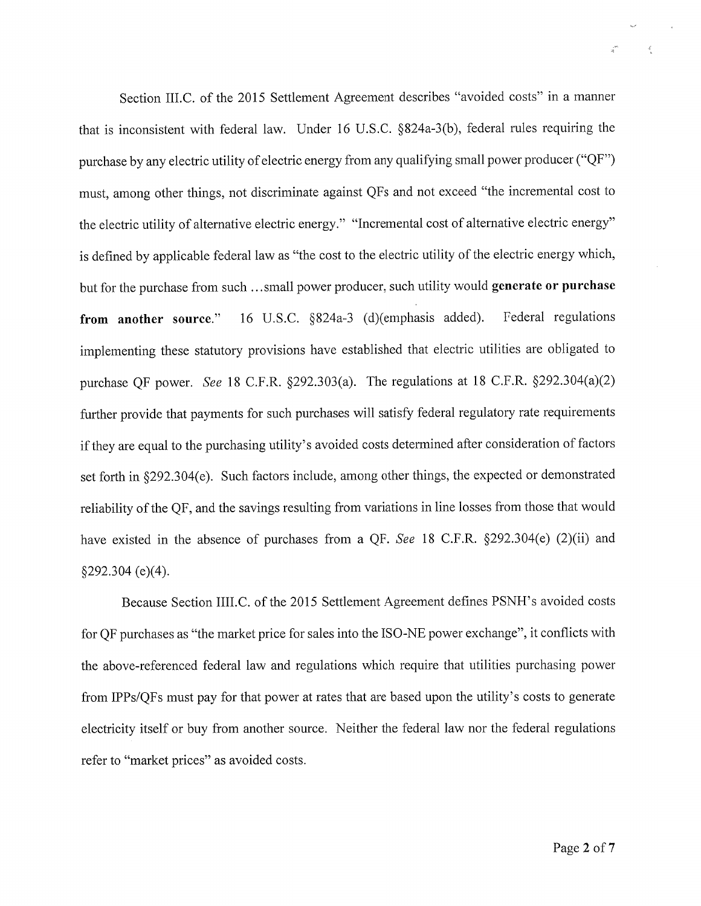Section III.C. of the 2015 Settlement Agreement describes "avoided costs" in a manner that is inconsistent with federal law. Under 16 U.S.C. §824a-3(b), federal rules requiring the purchase by any electric utility of electric energy from any qualifying small power producer ("QF") must, among other things, not discriminate against QFs and not exceed "the incremental cost to the electric utility of alternative electric energy." "Incremental cost of alternative electric energy" is defined by applicable federal law as "the cost to the electric utility of the electric energy which, but for the purchase from such ...small power producer, such utility would **generate or purchase from another source.**" 16 U.S.C. §824a-3 (d)(emphasis added). Federal regulations implementing these statutory provisions have established that electric utilities are obligated to purchase QF power. *See* 18 C.F.R. §292.303(a). The regulations at 18 C.F.R. §292.304(a)(2) further provide that payments for such purchases will satisfy federal regulatory rate requirements if they are equal to the purchasing utility's avoided costs determined after consideration of factors set forth in §292.304(e). Such factors include, among other things, the expected or demonstrated reliability of the QF, and the savings resulting from variations in line losses from those that would have existed in the absence of purchases from a QF. *See* 18 C.F.R. §292.304(e) (2)(ii) and §292.304 (e)(4).

Because Section IIII.C. of the 2015 Settlement Agreement defines PSNH's avoided costs for QF purchases as "the market price for sales into the ISO-NE power exchange", it conflicts with the above-referenced federal law and regulations which require that utilities purchasing power from IPPs/QFs must pay for that power at rates that are based upon the utility's costs to generate electricity itself or buy from another source. Neither the federal law nor the federal regulations refer to "market prices" as avoided costs.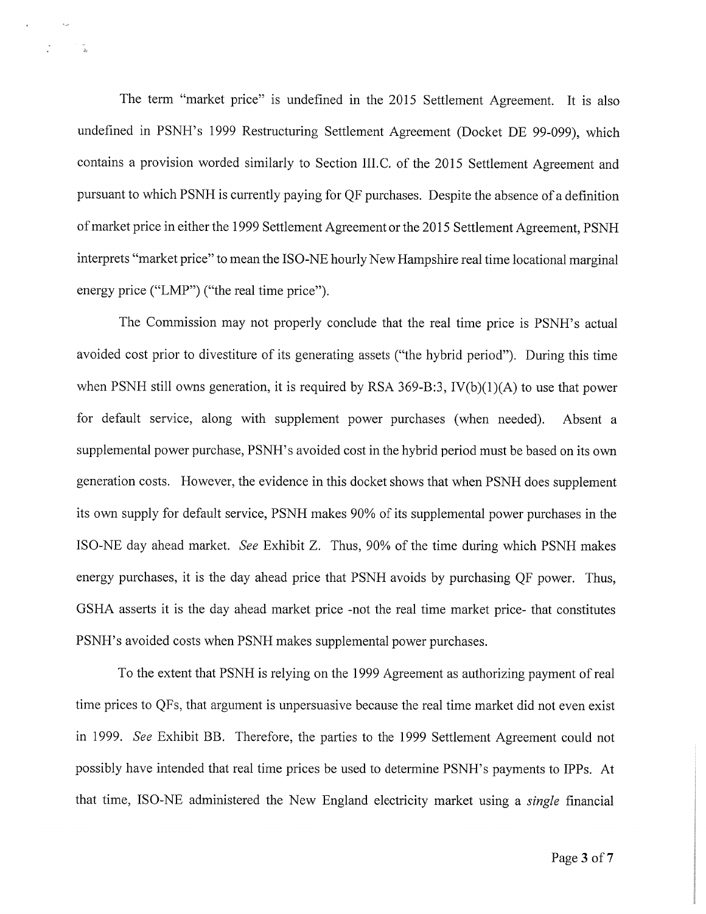The term "market price" is undefined in the 2015 Settlement Agreement. It is also undefined in PSNH's 1999 Restructuring Settlement Agreement (Docket DE 99-099), which contains a provision worded similarly to Section III.C. of the 2015 Settlement Agreement and pursuant to which PSNH is currently paying for QF purchases. Despite the absence of a definition of market price in either the 1999 Settlement Agreement or the 2015 Settlement Agreement, PSNH interprets "market price" to mean the ISO-NE hourly New Hampshire real time locational marginal energy price ("LMP") ("the real time price").

The Commission may not properly conclude that the real time price is PSNH's actual avoided cost prior to divestiture of its generating assets ("the hybrid period"). During this time when PSNH still owns generation, it is required by RSA 369-B:3, IV(b)(1)(A) to use that power for default service, along with supplement power purchases (when needed). Absent a supplemental power purchase, PSNH's avoided cost in the hybrid period must be based on its own generation costs. However, the evidence in this docket shows that when PSNH does supplement its own supply for default service, PSNH makes 90% of its supplemental power purchases in the ISO-NE day ahead market. *See* Exhibit Z. Thus, 90% of the time during which PSNH makes energy purchases, it is the day ahead price that PSNH avoids by purchasing QF power. Thus, GSHA asserts it is the day ahead market price -not the real time market price- that constitutes PSNH's avoided costs when PSNH makes supplemental power purchases.

To the extent that PSNH is relying on the 1999 Agreement as authorizing payment of real time prices to QFs, that argument is unpersuasive because the real time market did not even exist in 1999. *See* Exhibit BB. Therefore, the parties to the 1999 Settlement Agreement could not possibly have intended that real time prices be used to determine PSNH's payments to IPPs. At that time, ISO-NE administered the New England electricity market using a *single* financial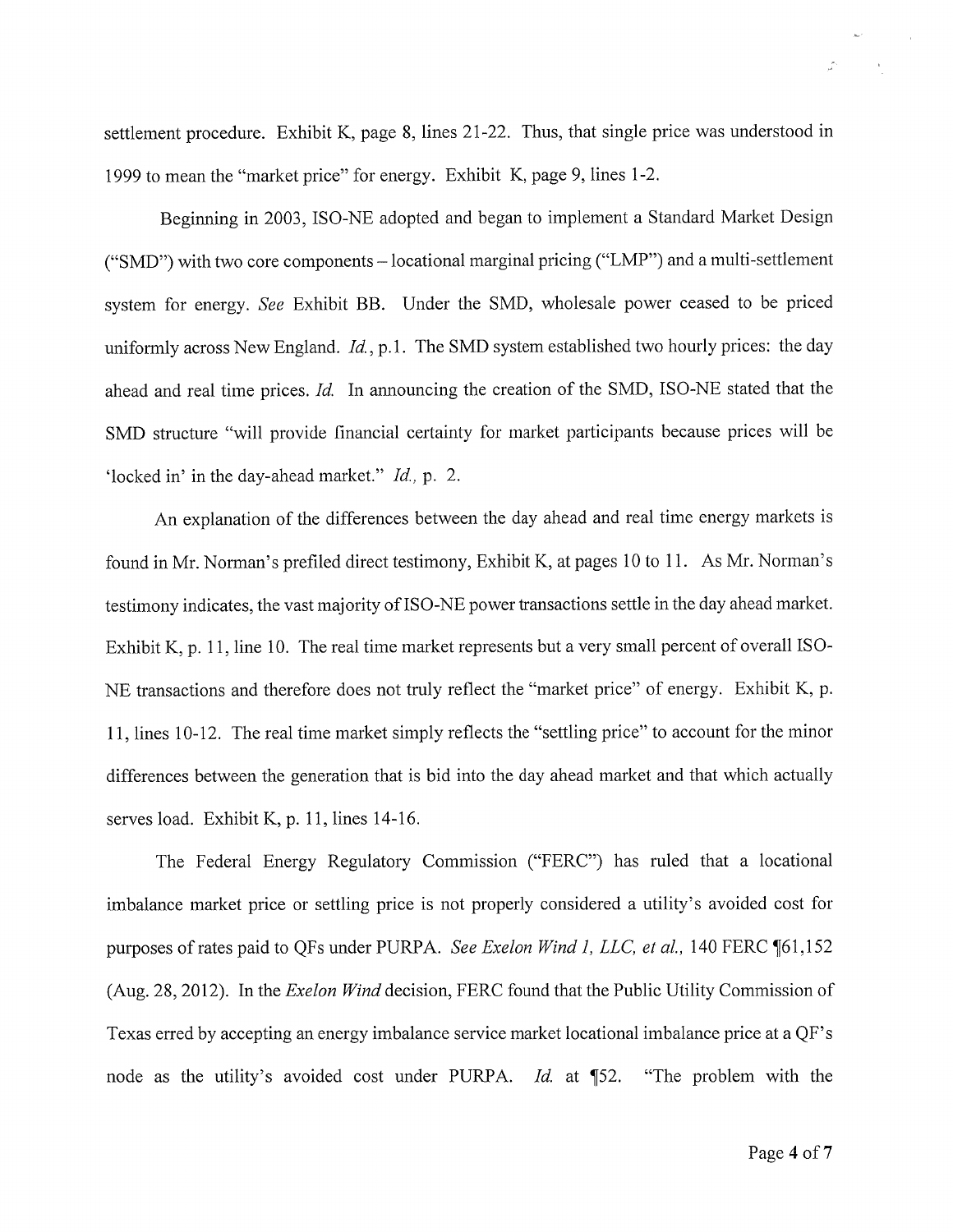settlement procedure. Exhibit K, page 8, lines 21-22. Thus, that single price was understood in 1999 to mean the "market price" for energy. Exhibit K, page 9, lines 1-2.

Beginning in 2003, ISO-NE adopted and began to implement a Standard Market Design ("SMD") with two core components – locational marginal pricing ("LMP") and a multi-settlement system for energy. *See* Exhibit BB. Under the SMD, wholesale power ceased to be priced uniformly across New England. *Id.*, p.1. The SMD system established two hourly prices: the day ahead and real time prices. *Id.* In announcing the creation of the SMD, ISO-NE stated that the SMD structure "will provide financial certainty for market participants because prices will be 'locked in' in the day-ahead market." *Id.*, p. 2.

An explanation of the differences between the day ahead and real time energy markets is found in Mr. Norman's prefiled direct testimony, Exhibit K, at pages 10 to 11. As Mr. Norman's testimony indicates, the vast majority of ISO-NE power transactions settle in the day ahead market. Exhibit K, p. 11, line 10. The real time market represents but a very small percent of overall ISO-NE transactions and therefore does not truly reflect the "market price" of energy. Exhibit K, p. 11, lines 10-12. The real time market simply reflects the "settling price" to account for the minor differences between the generation that is bid into the day ahead market and that which actually serves load. Exhibit K, p. 11, lines 14-16.

The Federal Energy Regulatory Commission ("FERC") has ruled that a locational imbalance market price or settling price is not properly considered a utility's avoided cost for purposes of rates paid to QFs under PURPA. *See Exelon Wind 1, LLC, et al.*, 140 FERC ¶61,152 (Aug. 28, 2012). In the *Exelon Wind* decision, FERC found that the Public Utility Commission of Texas erred by accepting an energy imbalance service market locational imbalance price at a QF's node as the utility's avoided cost under PURPA. *Id.* at ¶52. "The problem with the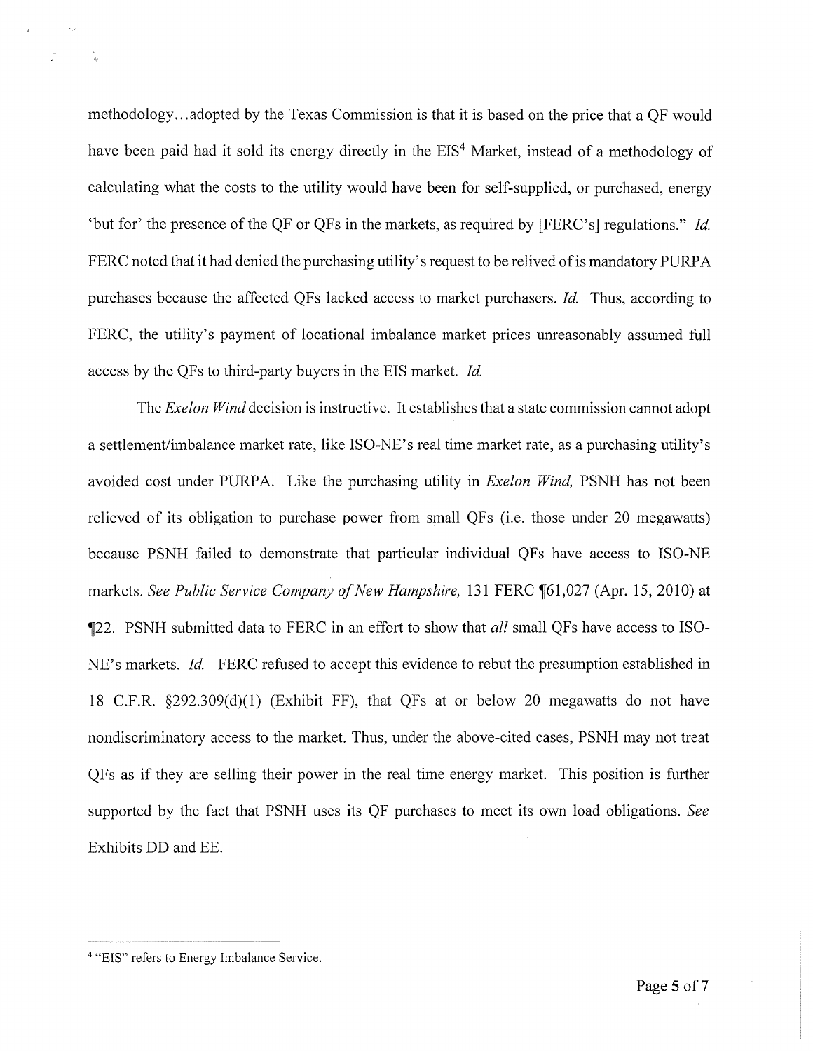methodology...adopted by the Texas Commission is that it is based on the price that a QF would have been paid had it sold its energy directly in the EIS[4] Market, instead of a methodology of calculating what the costs to the utility would have been for self-supplied, or purchased, energy 'but for' the presence of the QF or QFs in the markets, as required by [FERC's] regulations." *Id.* FERC noted that it had denied the purchasing utility's request to be relived of is mandatory PURPA purchases because the affected QFs lacked access to market purchasers. *Id.* Thus, according to FERC, the utility's payment of locational imbalance market prices unreasonably assumed full access by the QFs to third-party buyers in the EIS market. *Id.*

The *Exelon Wind* decision is instructive. It establishes that a state commission cannot adopt a settlement/imbalance market rate, like ISO-NE's real time market rate, as a purchasing utility's avoided cost under PURPA. Like the purchasing utility in *Exelon Wind,* PSNH has not been relieved of its obligation to purchase power from small QFs (i.e. those under 20 megawatts) because PSNH failed to demonstrate that particular individual QFs have access to ISO-NE markets. *See Public Service Company of New Hampshire,* 131 FERC ¶61,027 (Apr. 15, 2010) at ¶22. PSNH submitted data to FERC in an effort to show that *all* small QFs have access to ISO-NE's markets. *Id.* FERC refused to accept this evidence to rebut the presumption established in 18 C.F.R. §292.309(d)(1) (Exhibit FF), that QFs at or below 20 megawatts do not have nondiscriminatory access to the market. Thus, under the above-cited cases, PSNH may not treat QFs as if they are selling their power in the real time energy market. This position is further supported by the fact that PSNH uses its QF purchases to meet its own load obligations. *See* Exhibits DD and EE.

[4] "EIS" refers to Energy Imbalance Service.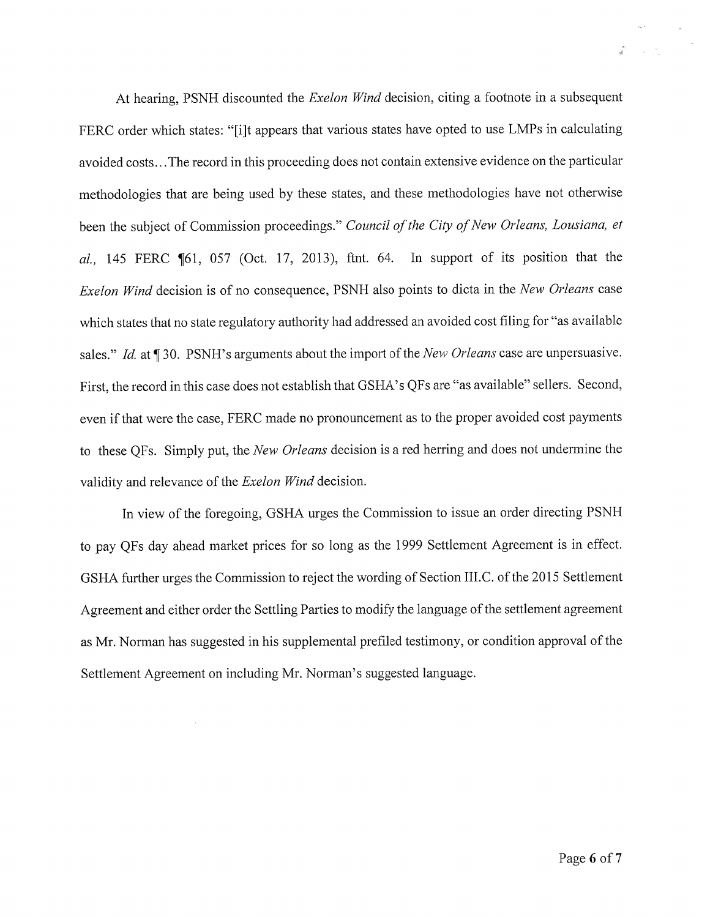At hearing, PSNH discounted the *Exelon Wind* decision, citing a footnote in a subsequent FERC order which states: "[i]t appears that various states have opted to use LMPs in calculating avoided costs…The record in this proceeding does not contain extensive evidence on the particular methodologies that are being used by these states, and these methodologies have not otherwise been the subject of Commission proceedings." *Council of the City of New Orleans, Lousiana, et al.*, 145 FERC ¶61, 057 (Oct. 17, 2013), ftnt. 64. In support of its position that the *Exelon Wind* decision is of no consequence, PSNH also points to dicta in the *New Orleans* case which states that no state regulatory authority had addressed an avoided cost filing for "as available sales." *Id.* at ¶ 30. PSNH's arguments about the import of the *New Orleans* case are unpersuasive. First, the record in this case does not establish that GSHA's QFs are "as available" sellers. Second, even if that were the case, FERC made no pronouncement as to the proper avoided cost payments to these QFs. Simply put, the *New Orleans* decision is a red herring and does not undermine the validity and relevance of the *Exelon Wind* decision.

In view of the foregoing, GSHA urges the Commission to issue an order directing PSNH to pay QFs day ahead market prices for so long as the 1999 Settlement Agreement is in effect. GSHA further urges the Commission to reject the wording of Section III.C. of the 2015 Settlement Agreement and either order the Settling Parties to modify the language of the settlement agreement as Mr. Norman has suggested in his supplemental prefiled testimony, or condition approval of the Settlement Agreement on including Mr. Norman's suggested language.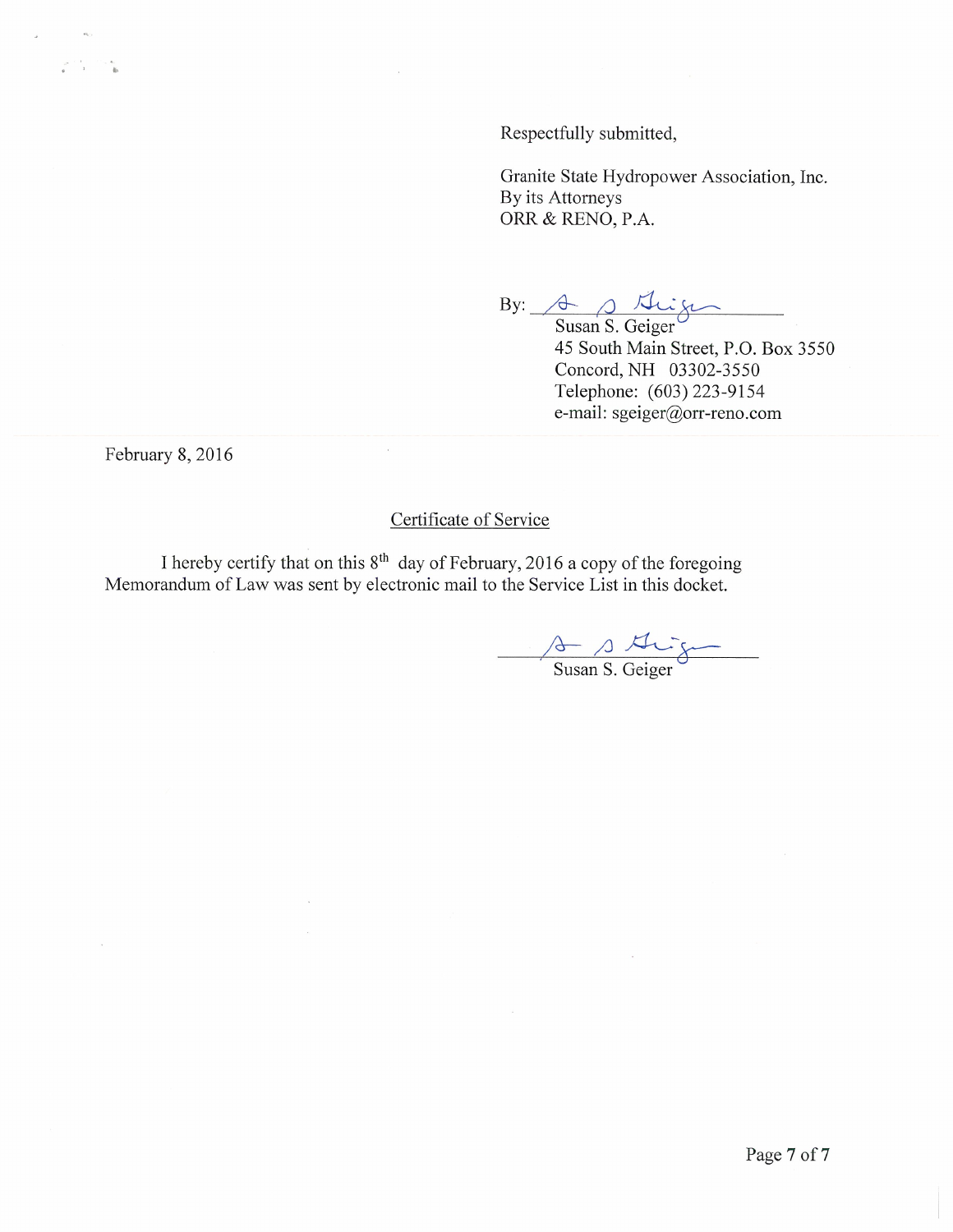Respectfully submitted,

Granite State Hydropower Association, Inc.
By its Attorneys
ORR & RENO, P.A.

By: ______________________
Susan S. Geiger
45 South Main Street, P.O. Box 3550
Concord, NH 03302-3550
Telephone: (603) 223-9154
e-mail: sgeiger@orr-reno.com

February 8, 2016

Certificate of Service

I hereby certify that on this 8th day of February, 2016 a copy of the foregoing Memorandum of Law was sent by electronic mail to the Service List in this docket.

______________________
Susan S. Geiger